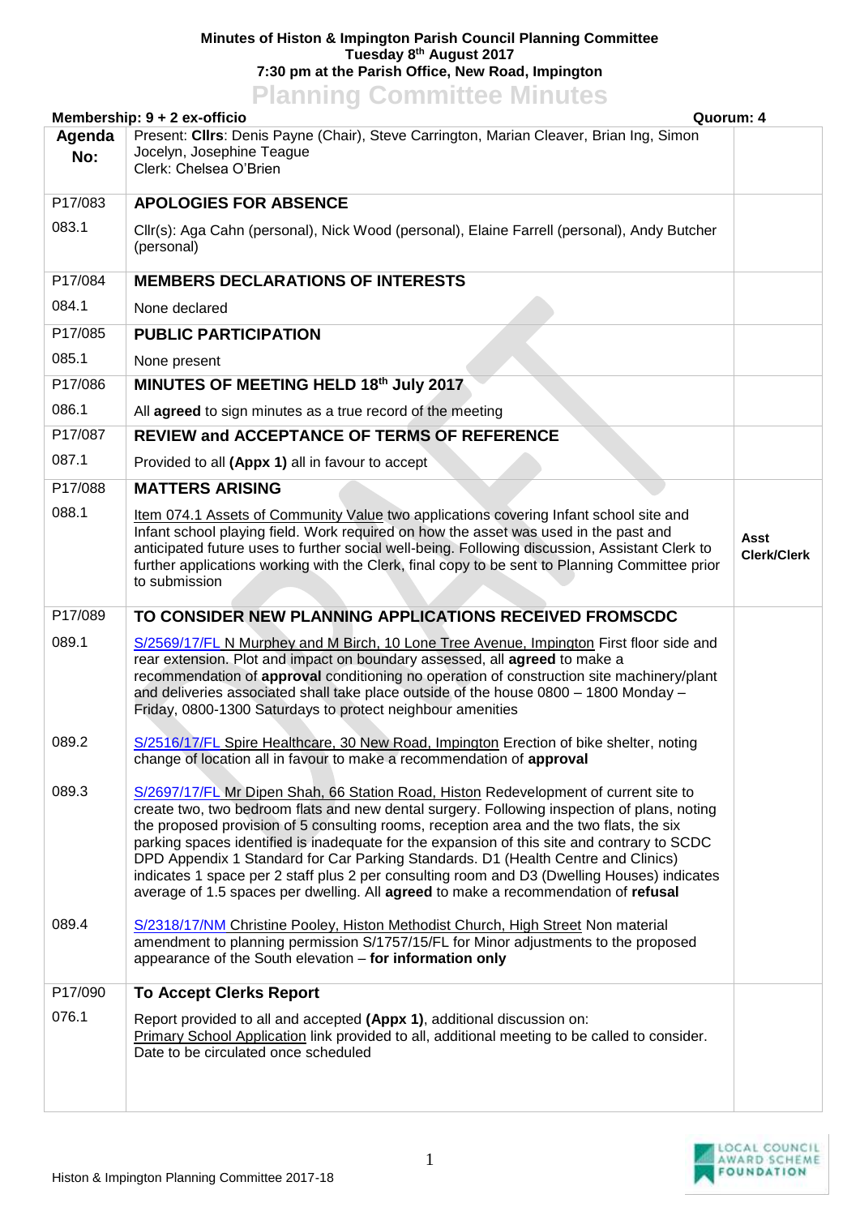**Minutes of Histon & Impington Parish Council Planning Committee**
**Tuesday 8th August 2017**
**7:30 pm at the Parish Office, New Road, Impington**

# Planning Committee Minutes

**Membership: 9 + 2 ex-officio** **Quorum: 4**

| Agenda No: | Present: **Cllrs**: Denis Payne (Chair), Steve Carrington, Marian Cleaver, Brian Ing, Simon Jocelyn, Josephine Teague<br>Clerk: Chelsea O'Brien | |
|---|---|---|
| P17/083 | **APOLOGIES FOR ABSENCE** | |
| 083.1 | Cllr(s): Aga Cahn (personal), Nick Wood (personal), Elaine Farrell (personal), Andy Butcher (personal) | |
| P17/084 | **MEMBERS DECLARATIONS OF INTERESTS** | |
| 084.1 | None declared | |
| P17/085 | **PUBLIC PARTICIPATION** | |
| 085.1 | None present | |
| P17/086 | **MINUTES OF MEETING HELD 18th July 2017** | |
| 086.1 | All **agreed** to sign minutes as a true record of the meeting | |
| P17/087 | **REVIEW and ACCEPTANCE OF TERMS OF REFERENCE** | |
| 087.1 | Provided to all **(Appx 1)** all in favour to accept | |
| P17/088 | **MATTERS ARISING** | |
| 088.1 | Item 074.1 Assets of Community Value two applications covering Infant school site and Infant school playing field. Work required on how the asset was used in the past and anticipated future uses to further social well-being. Following discussion, Assistant Clerk to further applications working with the Clerk, final copy to be sent to Planning Committee prior to submission | **Asst Clerk/Clerk** |
| P17/089 | **TO CONSIDER NEW PLANNING APPLICATIONS RECEIVED FROMSCDC** | |
| 089.1 | S/2569/17/FL N Murphey and M Birch, 10 Lone Tree Avenue, Impington First floor side and rear extension. Plot and impact on boundary assessed, all **agreed** to make a recommendation of **approval** conditioning no operation of construction site machinery/plant and deliveries associated shall take place outside of the house 0800 – 1800 Monday – Friday, 0800-1300 Saturdays to protect neighbour amenities | |
| 089.2 | S/2516/17/FL Spire Healthcare, 30 New Road, Impington Erection of bike shelter, noting change of location all in favour to make a recommendation of **approval** | |
| 089.3 | S/2697/17/FL Mr Dipen Shah, 66 Station Road, Histon Redevelopment of current site to create two, two bedroom flats and new dental surgery. Following inspection of plans, noting the proposed provision of 5 consulting rooms, reception area and the two flats, the six parking spaces identified is inadequate for the expansion of this site and contrary to SCDC DPD Appendix 1 Standard for Car Parking Standards. D1 (Health Centre and Clinics) indicates 1 space per 2 staff plus 2 per consulting room and D3 (Dwelling Houses) indicates average of 1.5 spaces per dwelling. All **agreed** to make a recommendation of **refusal** | |
| 089.4 | S/2318/17/NM Christine Pooley, Histon Methodist Church, High Street Non material amendment to planning permission S/1757/15/FL for Minor adjustments to the proposed appearance of the South elevation – **for information only** | |
| P17/090 | **To Accept Clerks Report** | |
| 076.1 | Report provided to all and accepted **(Appx 1)**, additional discussion on:<br>Primary School Application link provided to all, additional meeting to be called to consider. Date to be circulated once scheduled | |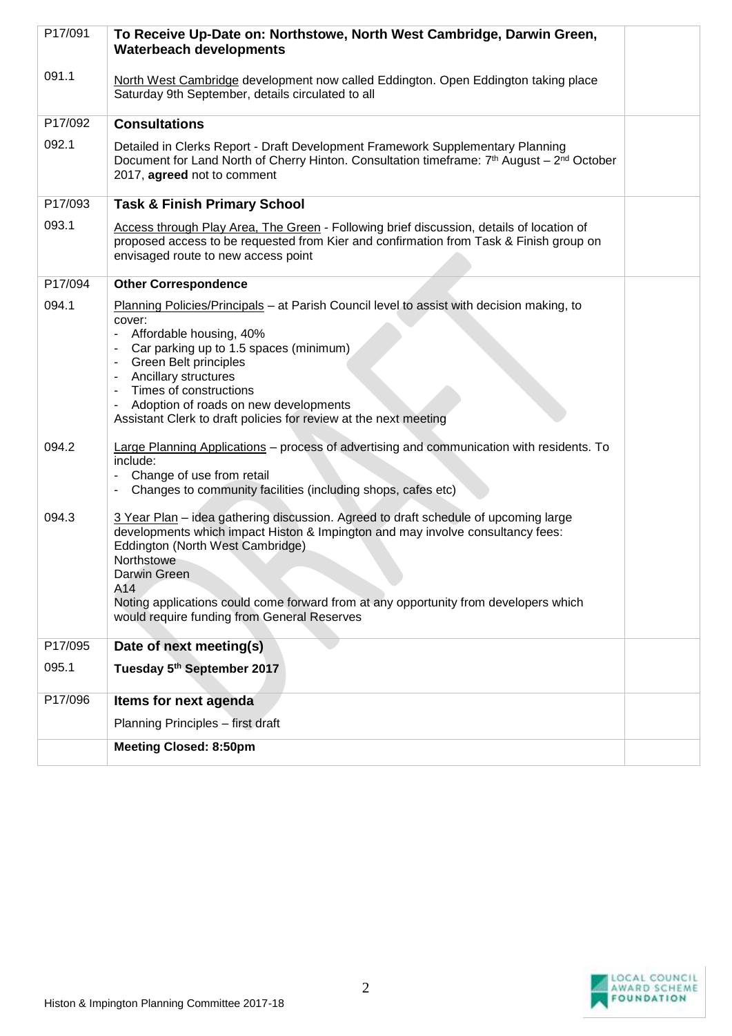| | | |
|---|---|---|
| P17/091 | **To Receive Up-Date on: Northstowe, North West Cambridge, Darwin Green, Waterbeach developments** | |
| 091.1 | North West Cambridge development now called Eddington. Open Eddington taking place Saturday 9th September, details circulated to all | |
| P17/092 | **Consultations** | |
| 092.1 | Detailed in Clerks Report - Draft Development Framework Supplementary Planning Document for Land North of Cherry Hinton. Consultation timeframe: 7th August – 2nd October 2017, **agreed** not to comment | |
| P17/093 | **Task & Finish Primary School** | |
| 093.1 | Access through Play Area, The Green - Following brief discussion, details of location of proposed access to be requested from Kier and confirmation from Task & Finish group on envisaged route to new access point | |
| P17/094 | **Other Correspondence** | |
| 094.1 | Planning Policies/Principals – at Parish Council level to assist with decision making, to cover:<br>- Affordable housing, 40%<br>- Car parking up to 1.5 spaces (minimum)<br>- Green Belt principles<br>- Ancillary structures<br>- Times of constructions<br>- Adoption of roads on new developments<br>Assistant Clerk to draft policies for review at the next meeting | |
| 094.2 | Large Planning Applications – process of advertising and communication with residents. To include:<br>- Change of use from retail<br>- Changes to community facilities (including shops, cafes etc) | |
| 094.3 | 3 Year Plan – idea gathering discussion. Agreed to draft schedule of upcoming large developments which impact Histon & Impington and may involve consultancy fees:<br>Eddington (North West Cambridge)<br>Northstowe<br>Darwin Green<br>A14<br>Noting applications could come forward from at any opportunity from developers which would require funding from General Reserves | |
| P17/095 | **Date of next meeting(s)** | |
| 095.1 | **Tuesday 5th September 2017** | |
| P17/096 | **Items for next agenda** | |
| | Planning Principles – first draft | |
| | **Meeting Closed: 8:50pm** | |